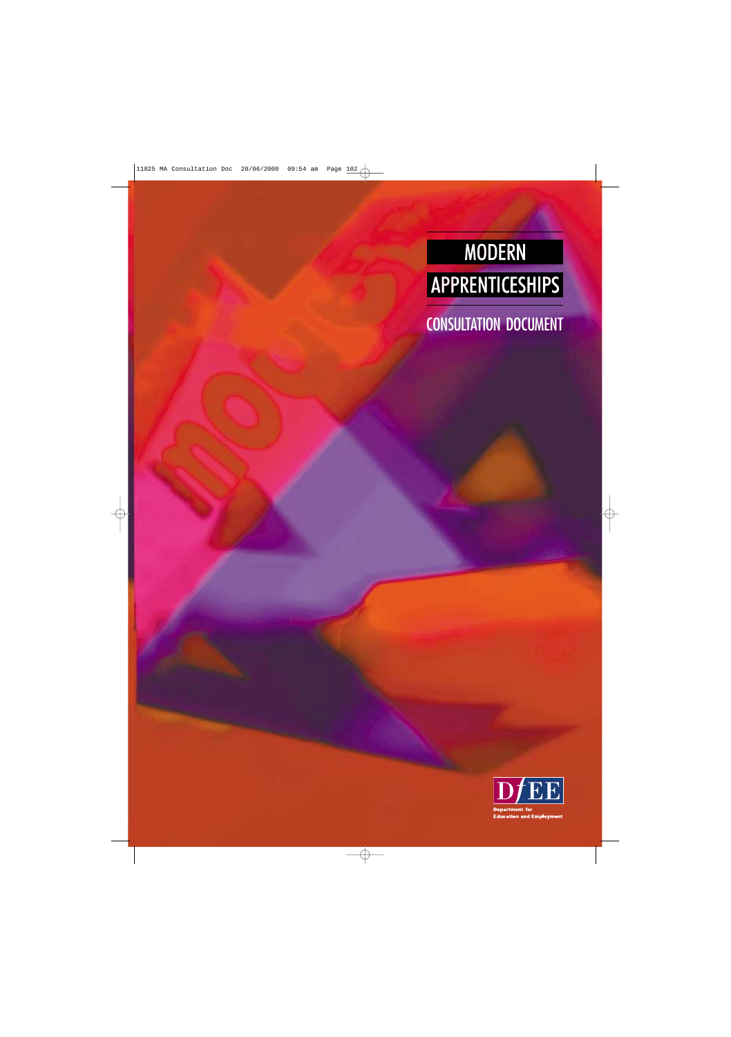# MODERN APPRENTICESHIPS

## CONSULTATION DOCUMENT

DfEE

Department for Education and Employment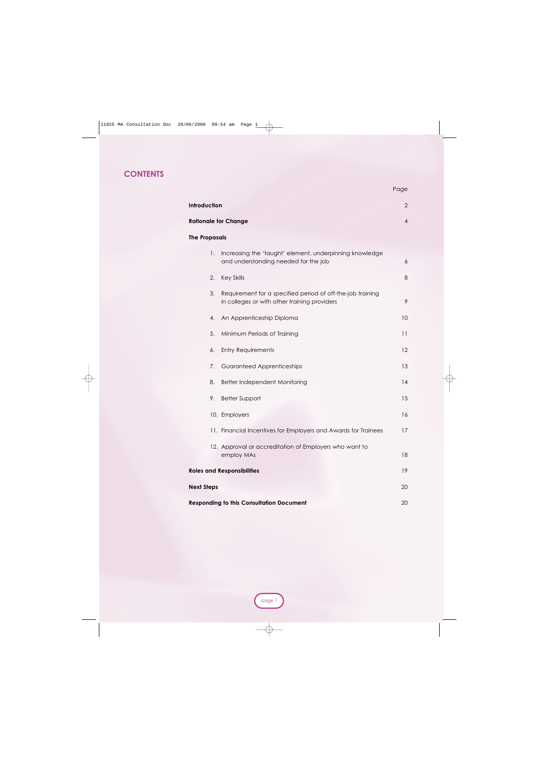## CONTENTS

| | Page |
|---|---|
| **Introduction** | 2 |
| **Rationale for Change** | 4 |
| **The Proposals** | |
| 1. Increasing the 'taught' element, underpinning knowledge and understanding needed for the job | 6 |
| 2. Key Skills | 8 |
| 3. Requirement for a specified period of off-the-job training in colleges or with other training providers | 9 |
| 4. An Apprenticeship Diploma | 10 |
| 5. Minimum Periods of Training | 11 |
| 6. Entry Requirements | 12 |
| 7. Guaranteed Apprenticeships | 13 |
| 8. Better Independent Monitoring | 14 |
| 9. Better Support | 15 |
| 10. Employers | 16 |
| 11. Financial Incentives for Employers and Awards for Trainees | 17 |
| 12. Approval or accreditation of Employers who want to employ MAs | 18 |
| **Roles and Responsibilities** | 19 |
| **Next Steps** | 20 |
| **Responding to this Consultation Document** | 20 |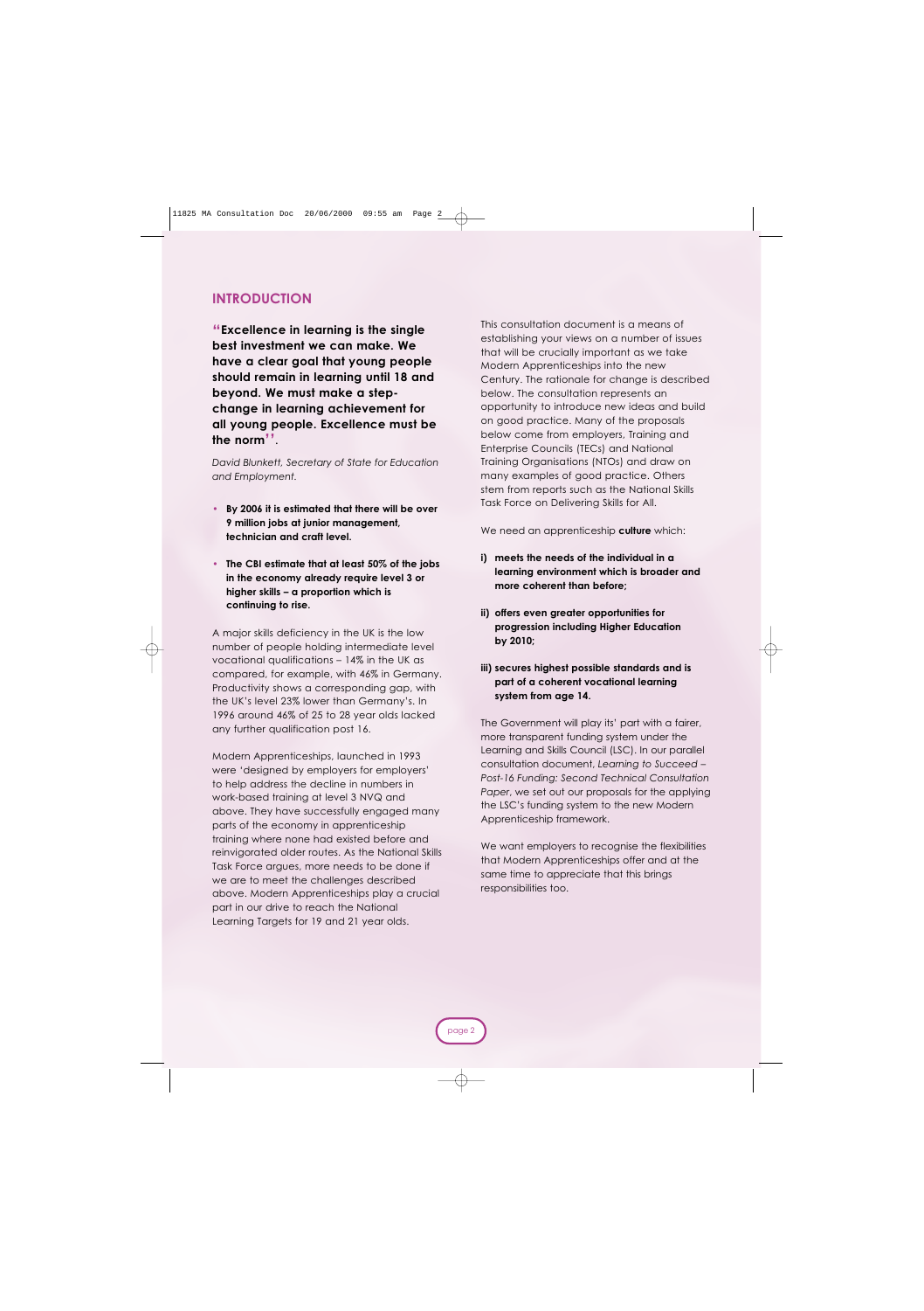## INTRODUCTION

**"Excellence in learning is the single best investment we can make. We have a clear goal that young people should remain in learning until 18 and beyond. We must make a step-change in learning achievement for all young people. Excellence must be the norm".**

*David Blunkett, Secretary of State for Education and Employment.*

- **By 2006 it is estimated that there will be over 9 million jobs at junior management, technician and craft level.**
- **The CBI estimate that at least 50% of the jobs in the economy already require level 3 or higher skills – a proportion which is continuing to rise.**

A major skills deficiency in the UK is the low number of people holding intermediate level vocational qualifications – 14% in the UK as compared, for example, with 46% in Germany. Productivity shows a corresponding gap, with the UK's level 23% lower than Germany's. In 1996 around 46% of 25 to 28 year olds lacked any further qualification post 16.

Modern Apprenticeships, launched in 1993 were 'designed by employers for employers' to help address the decline in numbers in work-based training at level 3 NVQ and above. They have successfully engaged many parts of the economy in apprenticeship training where none had existed before and reinvigorated older routes. As the National Skills Task Force argues, more needs to be done if we are to meet the challenges described above. Modern Apprenticeships play a crucial part in our drive to reach the National Learning Targets for 19 and 21 year olds.

This consultation document is a means of establishing your views on a number of issues that will be crucially important as we take Modern Apprenticeships into the new Century. The rationale for change is described below. The consultation represents an opportunity to introduce new ideas and build on good practice. Many of the proposals below come from employers, Training and Enterprise Councils (TECs) and National Training Organisations (NTOs) and draw on many examples of good practice. Others stem from reports such as the National Skills Task Force on Delivering Skills for All.

We need an apprenticeship **culture** which:

i) **meets the needs of the individual in a learning environment which is broader and more coherent than before;**

ii) **offers even greater opportunities for progression including Higher Education by 2010;**

iii) **secures highest possible standards and is part of a coherent vocational learning system from age 14.**

The Government will play its' part with a fairer, more transparent funding system under the Learning and Skills Council (LSC). In our parallel consultation document, *Learning to Succeed – Post-16 Funding: Second Technical Consultation Paper*, we set out our proposals for the applying the LSC's funding system to the new Modern Apprenticeship framework.

We want employers to recognise the flexibilities that Modern Apprenticeships offer and at the same time to appreciate that this brings responsibilities too.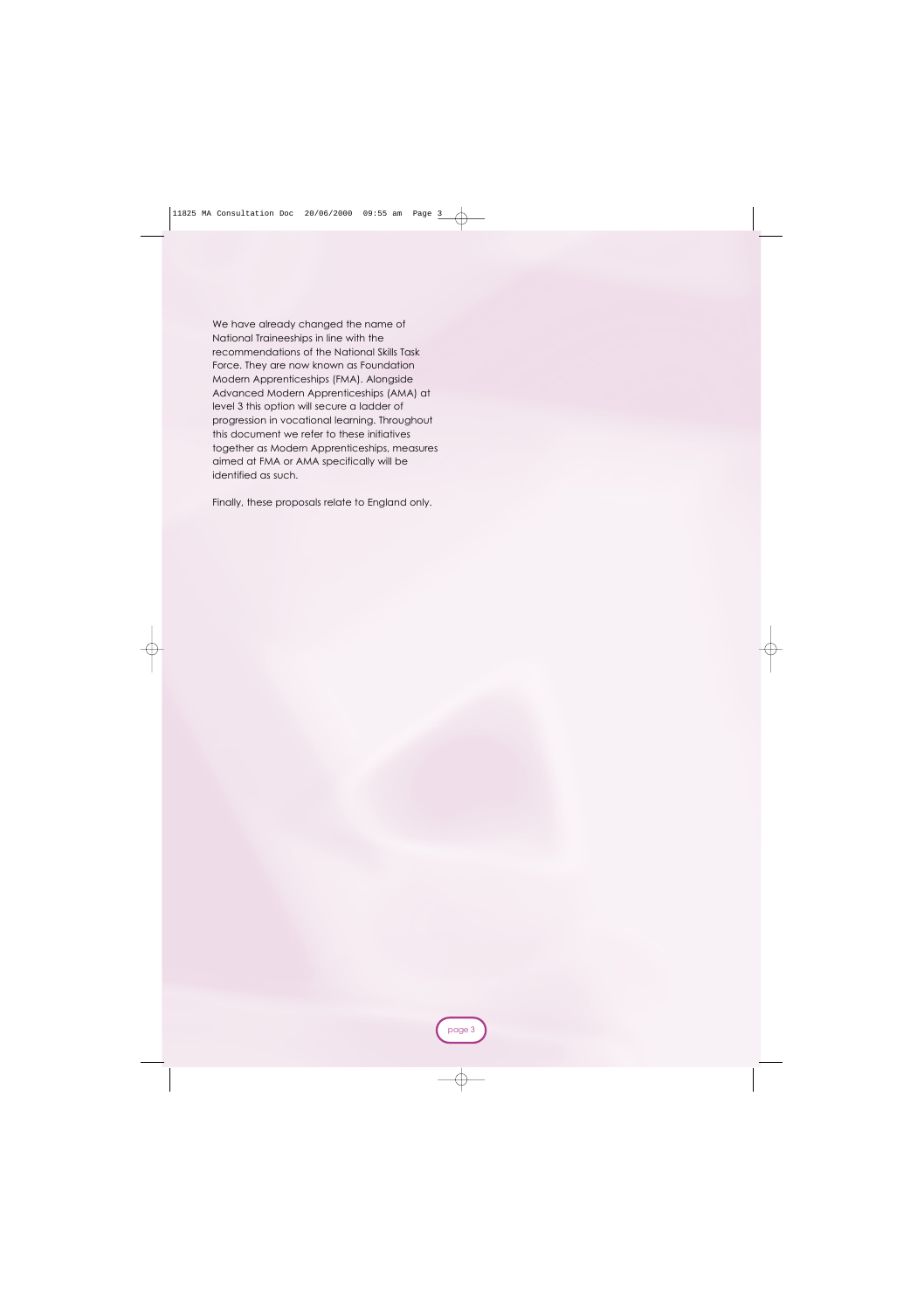We have already changed the name of National Traineeships in line with the recommendations of the National Skills Task Force. They are now known as Foundation Modern Apprenticeships (FMA). Alongside Advanced Modern Apprenticeships (AMA) at level 3 this option will secure a ladder of progression in vocational learning. Throughout this document we refer to these initiatives together as Modern Apprenticeships, measures aimed at FMA or AMA specifically will be identified as such.

Finally, these proposals relate to England only.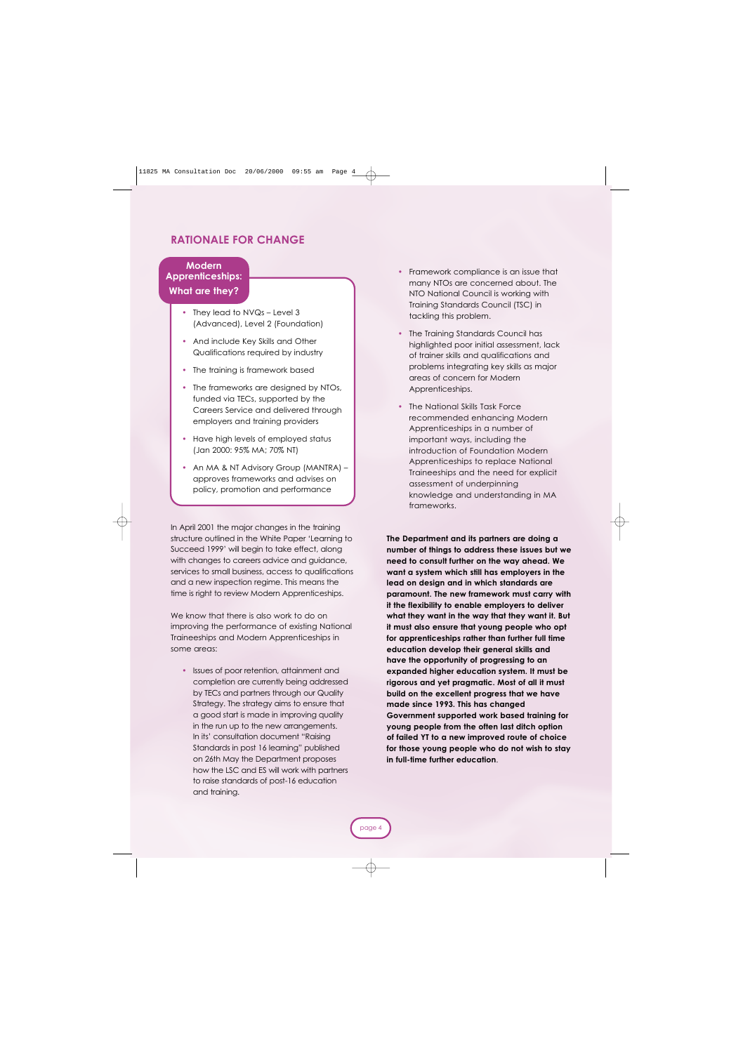## RATIONALE FOR CHANGE

### Modern Apprenticeships: What are they?

- They lead to NVQs – Level 3 (Advanced), Level 2 (Foundation)
- And include Key Skills and Other Qualifications required by industry
- The training is framework based
- The frameworks are designed by NTOs, funded via TECs, supported by the Careers Service and delivered through employers and training providers
- Have high levels of employed status (Jan 2000: 95% MA; 70% NT)
- An MA & NT Advisory Group (MANTRA) – approves frameworks and advises on policy, promotion and performance

In April 2001 the major changes in the training structure outlined in the White Paper 'Learning to Succeed 1999' will begin to take effect, along with changes to careers advice and guidance, services to small business, access to qualifications and a new inspection regime. This means the time is right to review Modern Apprenticeships.

We know that there is also work to do on improving the performance of existing National Traineeships and Modern Apprenticeships in some areas:

- Issues of poor retention, attainment and completion are currently being addressed by TECs and partners through our Quality Strategy. The strategy aims to ensure that a good start is made in improving quality in the run up to the new arrangements. In its' consultation document "Raising Standards in post 16 learning" published on 26th May the Department proposes how the LSC and ES will work with partners to raise standards of post-16 education and training.
- Framework compliance is an issue that many NTOs are concerned about. The NTO National Council is working with Training Standards Council (TSC) in tackling this problem.
- The Training Standards Council has highlighted poor initial assessment, lack of trainer skills and qualifications and problems integrating key skills as major areas of concern for Modern Apprenticeships.
- The National Skills Task Force recommended enhancing Modern Apprenticeships in a number of important ways, including the introduction of Foundation Modern Apprenticeships to replace National Traineeships and the need for explicit assessment of underpinning knowledge and understanding in MA frameworks.

**The Department and its partners are doing a number of things to address these issues but we need to consult further on the way ahead. We want a system which still has employers in the lead on design and in which standards are paramount. The new framework must carry with it the flexibility to enable employers to deliver what they want in the way that they want it. But it must also ensure that young people who opt for apprenticeships rather than further full time education develop their general skills and have the opportunity of progressing to an expanded higher education system. It must be rigorous and yet pragmatic. Most of all it must build on the excellent progress that we have made since 1993. This has changed Government supported work based training for young people from the often last ditch option of failed YT to a new improved route of choice for those young people who do not wish to stay in full-time further education.**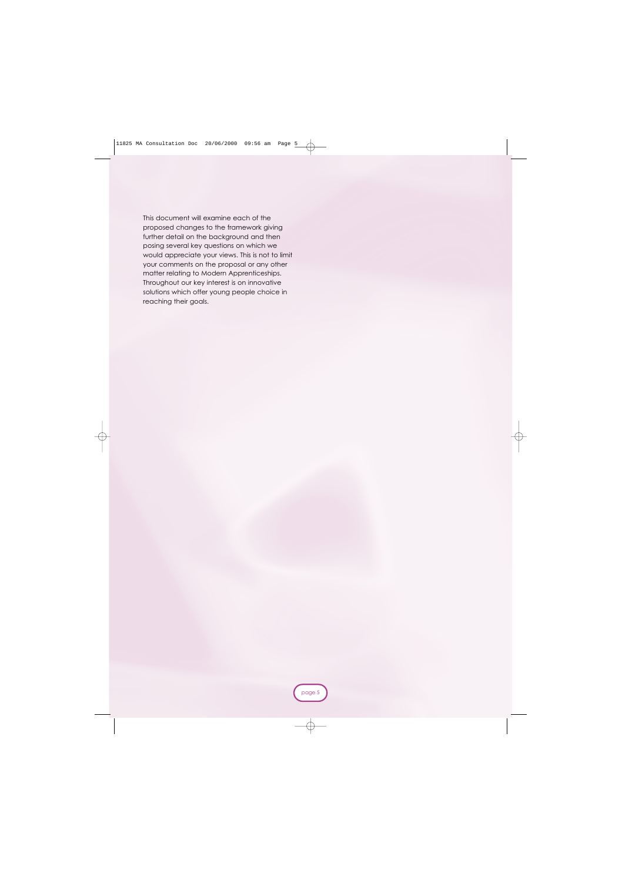This document will examine each of the proposed changes to the framework giving further detail on the background and then posing several key questions on which we would appreciate your views. This is not to limit your comments on the proposal or any other matter relating to Modern Apprenticeships. Throughout our key interest is on innovative solutions which offer young people choice in reaching their goals.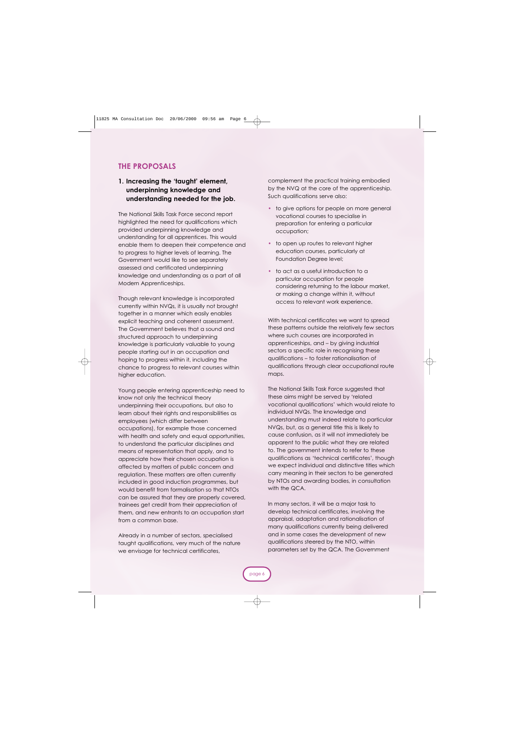## THE PROPOSALS

### 1. Increasing the 'taught' element, underpinning knowledge and understanding needed for the job.

The National Skills Task Force second report highlighted the need for qualifications which provided underpinning knowledge and understanding for all apprentices. This would enable them to deepen their competence and to progress to higher levels of learning. The Government would like to see separately assessed and certificated underpinning knowledge and understanding as a part of all Modern Apprenticeships.

Though relevant knowledge is incorporated currently within NVQs, it is usually not brought together in a manner which easily enables explicit teaching and coherent assessment. The Government believes that a sound and structured approach to underpinning knowledge is particularly valuable to young people starting out in an occupation and hoping to progress within it, including the chance to progress to relevant courses within higher education.

Young people entering apprenticeship need to know not only the technical theory underpinning their occupations, but also to learn about their rights and responsibilities as employees (which differ between occupations), for example those concerned with health and safety and equal opportunities, to understand the particular disciplines and means of representation that apply, and to appreciate how their chosen occupation is affected by matters of public concern and regulation. These matters are often currently included in good induction programmes, but would benefit from formalisation so that NTOs can be assured that they are properly covered, trainees get credit from their appreciation of them, and new entrants to an occupation start from a common base.

Already in a number of sectors, specialised taught qualifications, very much of the nature we envisage for technical certificates, complement the practical training embodied by the NVQ at the core of the apprenticeship. Such qualifications serve also:

- to give options for people on more general vocational courses to specialise in preparation for entering a particular occupation;
- to open up routes to relevant higher education courses, particularly at Foundation Degree level;
- to act as a useful introduction to a particular occupation for people considering returning to the labour market, or making a change within it, without access to relevant work experience.

With technical certificates we want to spread these patterns outside the relatively few sectors where such courses are incorporated in apprenticeships, and – by giving industrial sectors a specific role in recognising these qualifications – to foster rationalisation of qualifications through clear occupational route maps.

The National Skills Task Force suggested that these aims might be served by 'related vocational qualifications' which would relate to individual NVQs. The knowledge and understanding must indeed relate to particular NVQs, but, as a general title this is likely to cause confusion, as it will not immediately be apparent to the public what they are related to. The government intends to refer to these qualifications as 'technical certificates', though we expect individual and distinctive titles which carry meaning in their sectors to be generated by NTOs and awarding bodies, in consultation with the QCA.

In many sectors, it will be a major task to develop technical certificates, involving the appraisal, adaptation and rationalisation of many qualifications currently being delivered and in some cases the development of new qualifications steered by the NTO, within parameters set by the QCA. The Government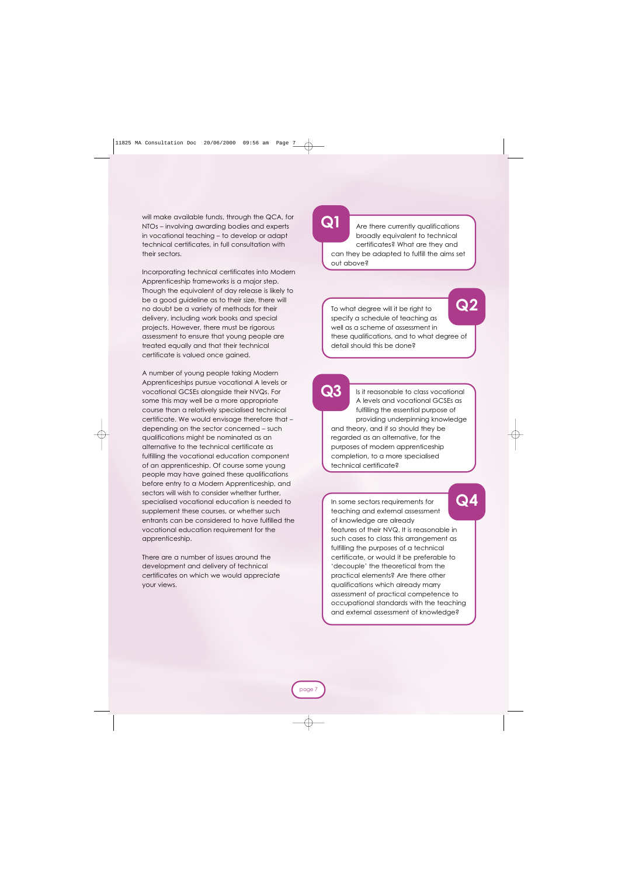will make available funds, through the QCA, for NTOs – involving awarding bodies and experts in vocational teaching – to develop or adapt technical certificates, in full consultation with their sectors.

Incorporating technical certificates into Modern Apprenticeship frameworks is a major step. Though the equivalent of day release is likely to be a good guideline as to their size, there will no doubt be a variety of methods for their delivery, including work books and special projects. However, there must be rigorous assessment to ensure that young people are treated equally and that their technical certificate is valued once gained.

A number of young people taking Modern Apprenticeships pursue vocational A levels or vocational GCSEs alongside their NVQs. For some this may well be a more appropriate course than a relatively specialised technical certificate. We would envisage therefore that – depending on the sector concerned – such qualifications might be nominated as an alternative to the technical certificate as fulfilling the vocational education component of an apprenticeship. Of course some young people may have gained these qualifications before entry to a Modern Apprenticeship, and sectors will wish to consider whether further, specialised vocational education is needed to supplement these courses, or whether such entrants can be considered to have fulfilled the vocational education requirement for the apprenticeship.

There are a number of issues around the development and delivery of technical certificates on which we would appreciate your views.

**Q1**

Are there currently qualifications broadly equivalent to technical certificates? What are they and can they be adapted to fulfill the aims set out above?

**Q2**

To what degree will it be right to specify a schedule of teaching as well as a scheme of assessment in these qualifications, and to what degree of detail should this be done?

**Q3**

Is it reasonable to class vocational A levels and vocational GCSEs as fulfilling the essential purpose of providing underpinning knowledge and theory, and if so should they be regarded as an alternative, for the purposes of modern apprenticeship completion, to a more specialised technical certificate?

**Q4**

In some sectors requirements for teaching and external assessment of knowledge are already features of their NVQ. It is reasonable in such cases to class this arrangement as fulfilling the purposes of a technical certificate, or would it be preferable to 'decouple' the theoretical from the practical elements? Are there other qualifications which already marry assessment of practical competence to occupational standards with the teaching and external assessment of knowledge?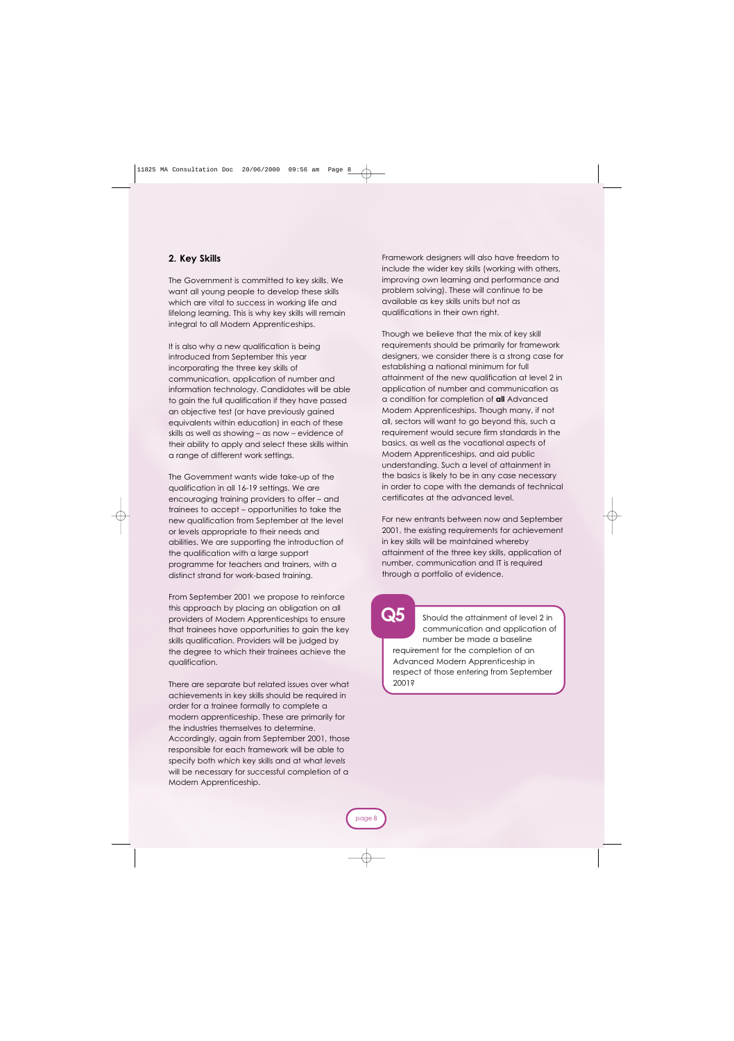## 2. Key Skills

The Government is committed to key skills. We want all young people to develop these skills which are vital to success in working life and lifelong learning. This is why key skills will remain integral to all Modern Apprenticeships.

It is also why a new qualification is being introduced from September this year incorporating the three key skills of communication, application of number and information technology. Candidates will be able to gain the full qualification if they have passed an objective test (or have previously gained equivalents within education) in each of these skills as well as showing – as now – evidence of their ability to apply and select these skills within a range of different work settings.

The Government wants wide take-up of the qualification in all 16-19 settings. We are encouraging training providers to offer – and trainees to accept – opportunities to take the new qualification from September at the level or levels appropriate to their needs and abilities. We are supporting the introduction of the qualification with a large support programme for teachers and trainers, with a distinct strand for work-based training.

From September 2001 we propose to reinforce this approach by placing an obligation on all providers of Modern Apprenticeships to ensure that trainees have opportunities to gain the key skills qualification. Providers will be judged by the degree to which their trainees achieve the qualification.

There are separate but related issues over what achievements in key skills should be required in order for a trainee formally to complete a modern apprenticeship. These are primarily for the industries themselves to determine. Accordingly, again from September 2001, those responsible for each framework will be able to specify both *which* key skills and at what *levels* will be necessary for successful completion of a Modern Apprenticeship.

Framework designers will also have freedom to include the wider key skills (working with others, improving own learning and performance and problem solving). These will continue to be available as key skills units but not as qualifications in their own right.

Though we believe that the mix of key skill requirements should be primarily for framework designers, we consider there is a strong case for establishing a national minimum for full attainment of the new qualification at level 2 in application of number and communication as a condition for completion of **all** Advanced Modern Apprenticeships. Though many, if not all, sectors will want to go beyond this, such a requirement would secure firm standards in the basics, as well as the vocational aspects of Modern Apprenticeships, and aid public understanding. Such a level of attainment in the basics is likely to be in any case necessary in order to cope with the demands of technical certificates at the advanced level.

For new entrants between now and September 2001, the existing requirements for achievement in key skills will be maintained whereby attainment of the three key skills, application of number, communication and IT is required through a portfolio of evidence.

**Q5** Should the attainment of level 2 in communication and application of number be made a baseline requirement for the completion of an Advanced Modern Apprenticeship in respect of those entering from September 2001?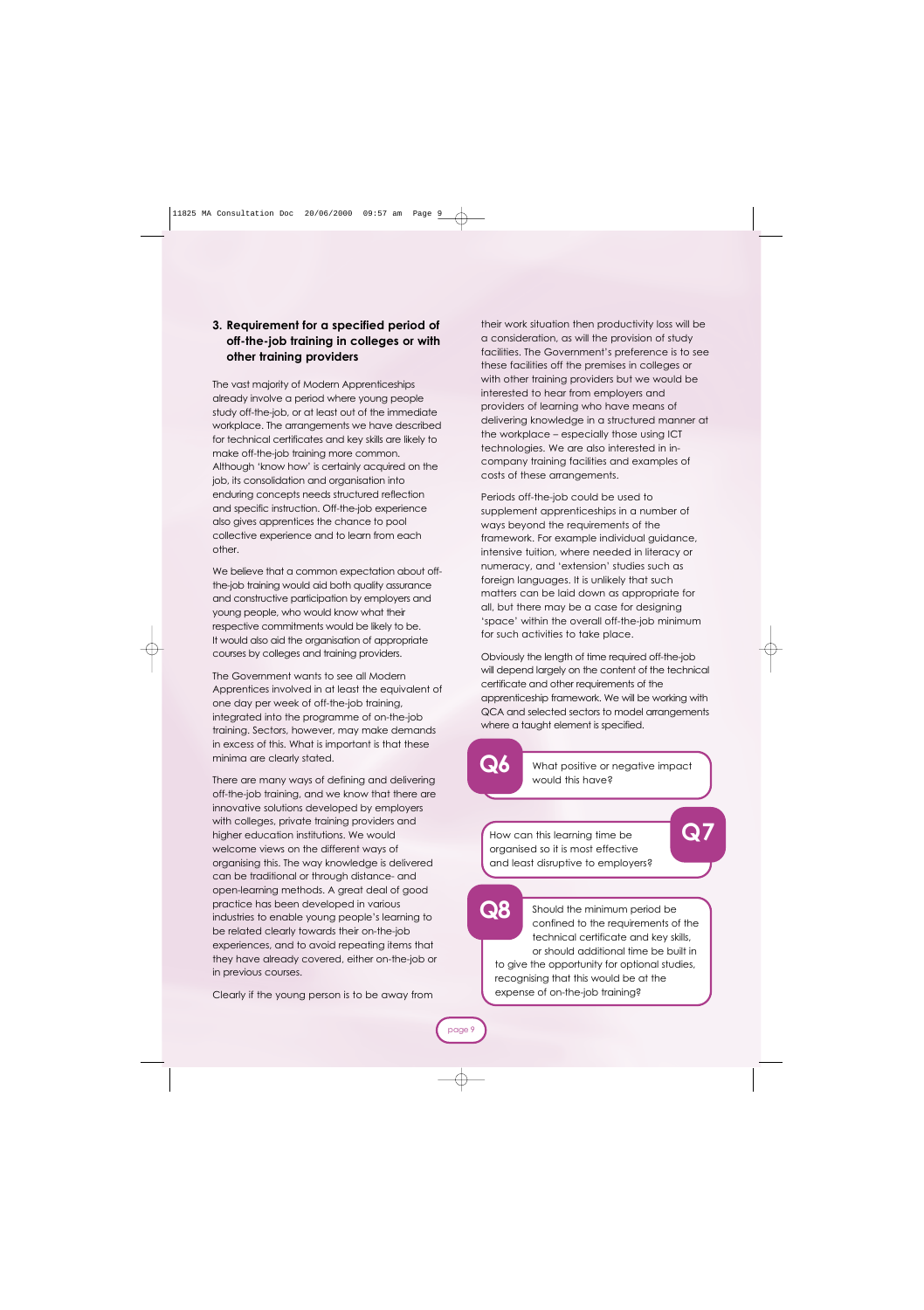### 3. Requirement for a specified period of off-the-job training in colleges or with other training providers

The vast majority of Modern Apprenticeships already involve a period where young people study off-the-job, or at least out of the immediate workplace. The arrangements we have described for technical certificates and key skills are likely to make off-the-job training more common. Although 'know how' is certainly acquired on the job, its consolidation and organisation into enduring concepts needs structured reflection and specific instruction. Off-the-job experience also gives apprentices the chance to pool collective experience and to learn from each other.

We believe that a common expectation about off-the-job training would aid both quality assurance and constructive participation by employers and young people, who would know what their respective commitments would be likely to be. It would also aid the organisation of appropriate courses by colleges and training providers.

The Government wants to see all Modern Apprentices involved in at least the equivalent of one day per week of off-the-job training, integrated into the programme of on-the-job training. Sectors, however, may make demands in excess of this. What is important is that these minima are clearly stated.

There are many ways of defining and delivering off-the-job training, and we know that there are innovative solutions developed by employers with colleges, private training providers and higher education institutions. We would welcome views on the different ways of organising this. The way knowledge is delivered can be traditional or through distance- and open-learning methods. A great deal of good practice has been developed in various industries to enable young people's learning to be related clearly towards their on-the-job experiences, and to avoid repeating items that they have already covered, either on-the-job or in previous courses.

Clearly if the young person is to be away from their work situation then productivity loss will be a consideration, as will the provision of study facilities. The Government's preference is to see these facilities off the premises in colleges or with other training providers but we would be interested to hear from employers and providers of learning who have means of delivering knowledge in a structured manner at the workplace – especially those using ICT technologies. We are also interested in in-company training facilities and examples of costs of these arrangements.

Periods off-the-job could be used to supplement apprenticeships in a number of ways beyond the requirements of the framework. For example individual guidance, intensive tuition, where needed in literacy or numeracy, and 'extension' studies such as foreign languages. It is unlikely that such matters can be laid down as appropriate for all, but there may be a case for designing 'space' within the overall off-the-job minimum for such activities to take place.

Obviously the length of time required off-the-job will depend largely on the content of the technical certificate and other requirements of the apprenticeship framework. We will be working with QCA and selected sectors to model arrangements where a taught element is specified.

**Q6** What positive or negative impact would this have?

**Q7** How can this learning time be organised so it is most effective and least disruptive to employers?

**Q8** Should the minimum period be confined to the requirements of the technical certificate and key skills, or should additional time be built in to give the opportunity for optional studies, recognising that this would be at the expense of on-the-job training?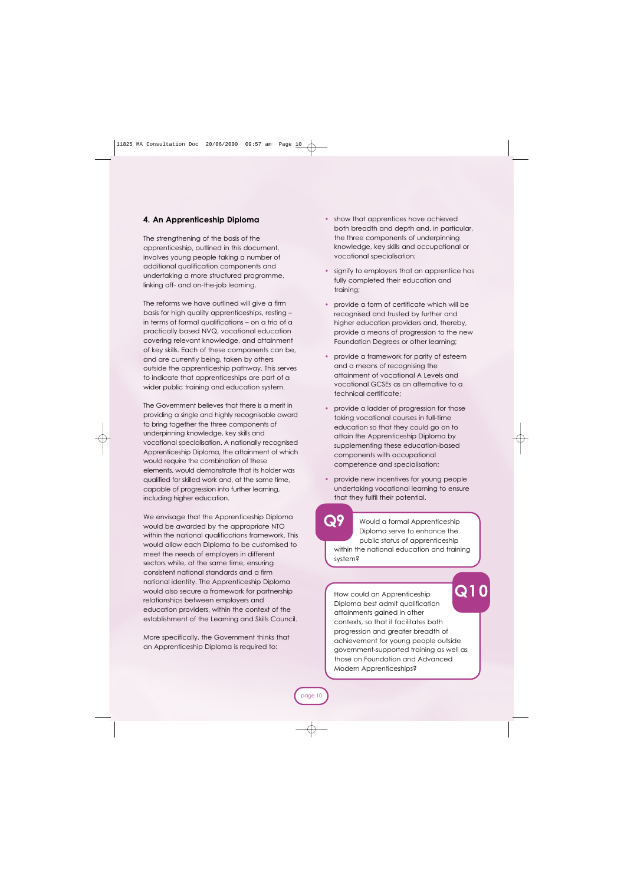## 4. An Apprenticeship Diploma

The strengthening of the basis of the apprenticeship, outlined in this document, involves young people taking a number of additional qualification components and undertaking a more structured programme, linking off- and on-the-job learning.

The reforms we have outlined will give a firm basis for high quality apprenticeships, resting – in terms of formal qualifications – on a trio of a practically based NVQ, vocational education covering relevant knowledge, and attainment of key skills. Each of these components can be, and are currently being, taken by others outside the apprenticeship pathway. This serves to indicate that apprenticeships are part of a wider public training and education system.

The Government believes that there is a merit in providing a single and highly recognisable award to bring together the three components of underpinning knowledge, key skills and vocational specialisation. A nationally recognised Apprenticeship Diploma, the attainment of which would require the combination of these elements, would demonstrate that its holder was qualified for skilled work and, at the same time, capable of progression into further learning, including higher education.

We envisage that the Apprenticeship Diploma would be awarded by the appropriate NTO within the national qualifications framework. This would allow each Diploma to be customised to meet the needs of employers in different sectors while, at the same time, ensuring consistent national standards and a firm national identity. The Apprenticeship Diploma would also secure a framework for partnership relationships between employers and education providers, within the context of the establishment of the Learning and Skills Council.

More specifically, the Government thinks that an Apprenticeship Diploma is required to:

- show that apprentices have achieved both breadth and depth and, in particular, the three components of underpinning knowledge, key skills and occupational or vocational specialisation;
- signify to employers that an apprentice has fully completed their education and training;
- provide a form of certificate which will be recognised and trusted by further and higher education providers and, thereby, provide a means of progression to the new Foundation Degrees or other learning;
- provide a framework for parity of esteem and a means of recognising the attainment of vocational A Levels and vocational GCSEs as an alternative to a technical certificate;
- provide a ladder of progression for those taking vocational courses in full-time education so that they could go on to attain the Apprenticeship Diploma by supplementing these education-based components with occupational competence and specialisation;
- provide new incentives for young people undertaking vocational learning to ensure that they fulfil their potential.

**Q9** Would a formal Apprenticeship Diploma serve to enhance the public status of apprenticeship within the national education and training system?

**Q10** How could an Apprenticeship Diploma best admit qualification attainments gained in other contexts, so that it facilitates both progression and greater breadth of achievement for young people outside government-supported training as well as those on Foundation and Advanced Modern Apprenticeships?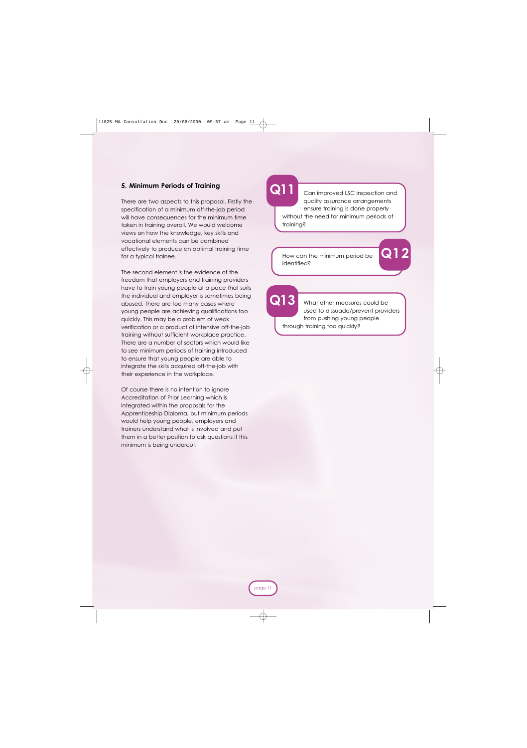## 5. Minimum Periods of Training

There are two aspects to this proposal. Firstly the specification of a minimum off-the-job period will have consequences for the minimum time taken in training overall. We would welcome views on how the knowledge, key skills and vocational elements can be combined effectively to produce an optimal training time for a typical trainee.

The second element is the evidence of the freedom that employers and training providers have to train young people at a pace that suits the individual and employer is sometimes being abused. There are too many cases where young people are achieving qualifications too quickly. This may be a problem of weak verification or a product of intensive off-the-job training without sufficient workplace practice. There are a number of sectors which would like to see minimum periods of training introduced to ensure that young people are able to integrate the skills acquired off-the-job with their experience in the workplace.

Of course there is no intention to ignore Accreditation of Prior Learning which is integrated within the proposals for the Apprenticeship Diploma, but minimum periods would help young people, employers and trainers understand what is involved and put them in a better position to ask questions if this minimum is being undercut.

**Q11** Can improved LSC inspection and quality assurance arrangements ensure training is done properly without the need for minimum periods of training?

**Q12** How can the minimum period be identified?

**Q13** What other measures could be used to dissuade/prevent providers from pushing young people through training too quickly?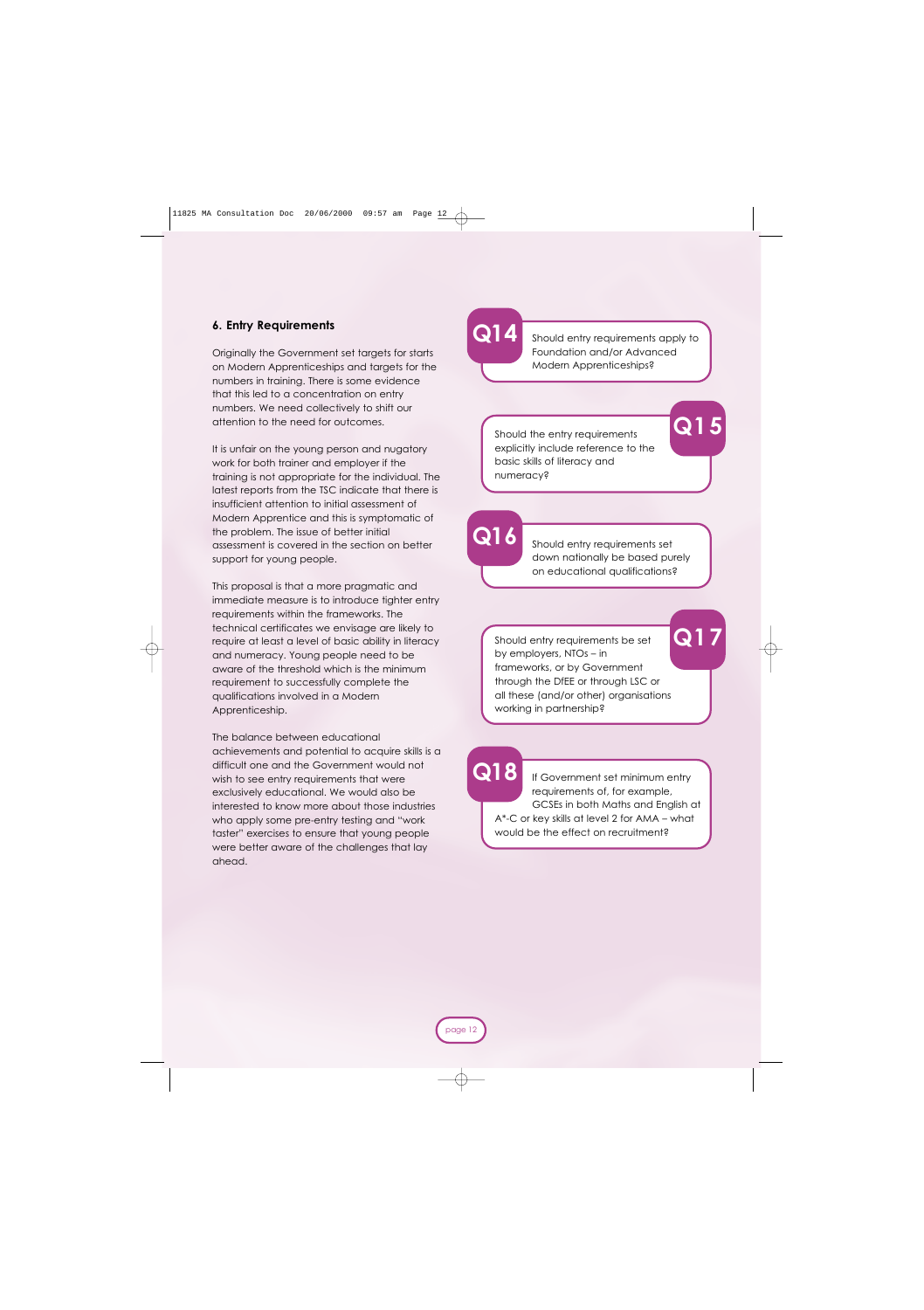## 6. Entry Requirements

Originally the Government set targets for starts on Modern Apprenticeships and targets for the numbers in training. There is some evidence that this led to a concentration on entry numbers. We need collectively to shift our attention to the need for outcomes.

It is unfair on the young person and nugatory work for both trainer and employer if the training is not appropriate for the individual. The latest reports from the TSC indicate that there is insufficient attention to initial assessment of Modern Apprentice and this is symptomatic of the problem. The issue of better initial assessment is covered in the section on better support for young people.

This proposal is that a more pragmatic and immediate measure is to introduce tighter entry requirements within the frameworks. The technical certificates we envisage are likely to require at least a level of basic ability in literacy and numeracy. Young people need to be aware of the threshold which is the minimum requirement to successfully complete the qualifications involved in a Modern Apprenticeship.

The balance between educational achievements and potential to acquire skills is a difficult one and the Government would not wish to see entry requirements that were exclusively educational. We would also be interested to know more about those industries who apply some pre-entry testing and "work taster" exercises to ensure that young people were better aware of the challenges that lay ahead.

**Q14** Should entry requirements apply to Foundation and/or Advanced Modern Apprenticeships?

**Q15** Should the entry requirements explicitly include reference to the basic skills of literacy and numeracy?

**Q16** Should entry requirements set down nationally be based purely on educational qualifications?

**Q17** Should entry requirements be set by employers, NTOs – in frameworks, or by Government through the DfEE or through LSC or all these (and/or other) organisations working in partnership?

**Q18** If Government set minimum entry requirements of, for example, GCSEs in both Maths and English at A*-C or key skills at level 2 for AMA – what would be the effect on recruitment?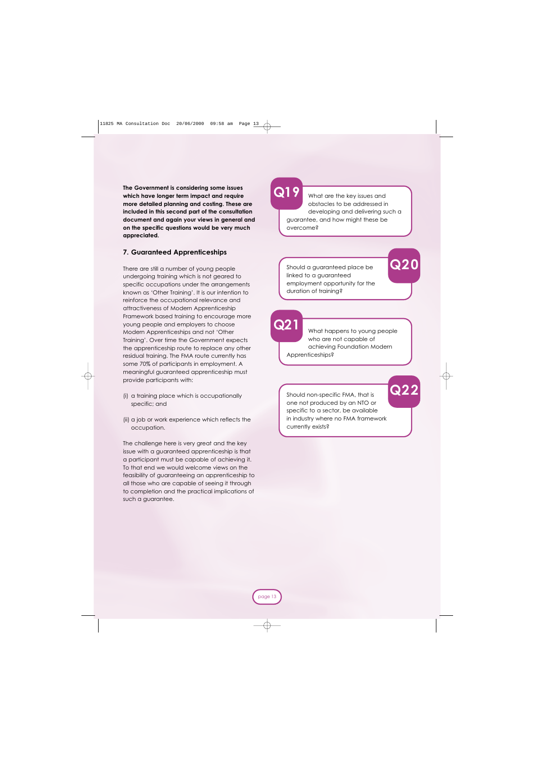**The Government is considering some issues which have longer term impact and require more detailed planning and costing. These are included in this second part of the consultation document and again your views in general and on the specific questions would be very much appreciated.**

## 7. Guaranteed Apprenticeships

There are still a number of young people undergoing training which is not geared to specific occupations under the arrangements known as 'Other Training'. It is our intention to reinforce the occupational relevance and attractiveness of Modern Apprenticeship Framework based training to encourage more young people and employers to choose Modern Apprenticeships and not 'Other Training'. Over time the Government expects the apprenticeship route to replace any other residual training. The FMA route currently has some 70% of participants in employment. A meaningful guaranteed apprenticeship must provide participants with:

(i) a training place which is occupationally specific; and

(ii) a job or work experience which reflects the occupation.

The challenge here is very great and the key issue with a guaranteed apprenticeship is that a participant must be capable of achieving it. To that end we would welcome views on the feasibility of guaranteeing an apprenticeship to all those who are capable of seeing it through to completion and the practical implications of such a guarantee.

**Q19** What are the key issues and obstacles to be addressed in developing and delivering such a guarantee, and how might these be overcome?

**Q20** Should a guaranteed place be linked to a guaranteed employment opportunity for the duration of training?

**Q21** What happens to young people who are not capable of achieving Foundation Modern Apprenticeships?

**Q22** Should non-specific FMA, that is one not produced by an NTO or specific to a sector, be available in industry where no FMA framework currently exists?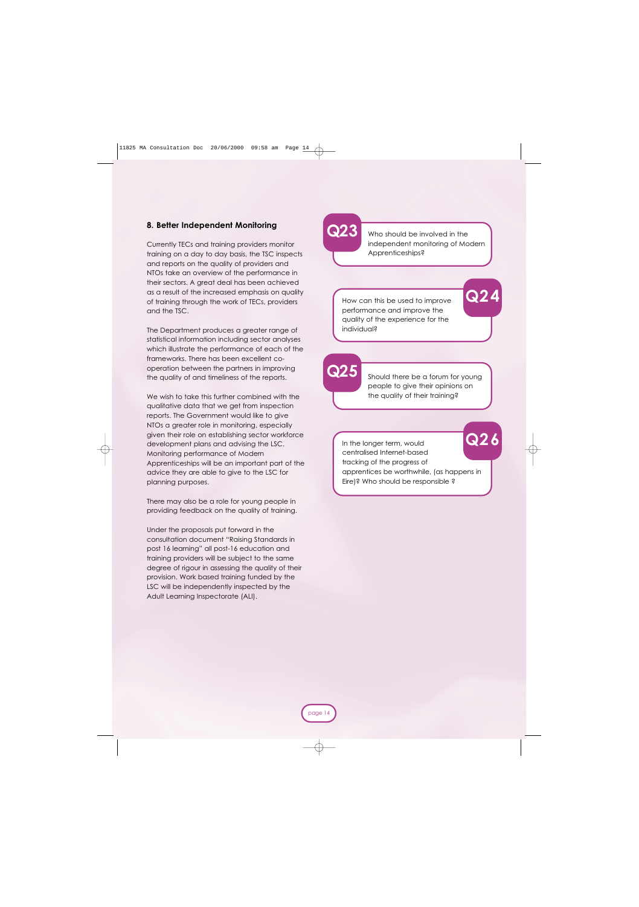## 8. Better Independent Monitoring

Currently TECs and training providers monitor training on a day to day basis, the TSC inspects and reports on the quality of providers and NTOs take an overview of the performance in their sectors. A great deal has been achieved as a result of the increased emphasis on quality of training through the work of TECs, providers and the TSC.

The Department produces a greater range of statistical information including sector analyses which illustrate the performance of each of the frameworks. There has been excellent co-operation between the partners in improving the quality of and timeliness of the reports.

We wish to take this further combined with the qualitative data that we get from inspection reports. The Government would like to give NTOs a greater role in monitoring, especially given their role on establishing sector workforce development plans and advising the LSC. Monitoring performance of Modern Apprenticeships will be an important part of the advice they are able to give to the LSC for planning purposes.

There may also be a role for young people in providing feedback on the quality of training.

Under the proposals put forward in the consultation document "Raising Standards in post 16 learning" all post-16 education and training providers will be subject to the same degree of rigour in assessing the quality of their provision. Work based training funded by the LSC will be independently inspected by the Adult Learning Inspectorate (ALI).

**Q23** Who should be involved in the independent monitoring of Modern Apprenticeships?

**Q24** How can this be used to improve performance and improve the quality of the experience for the individual?

**Q25** Should there be a forum for young people to give their opinions on the quality of their training?

**Q26** In the longer term, would centralised Internet-based tracking of the progress of apprentices be worthwhile, (as happens in Eire)? Who should be responsible ?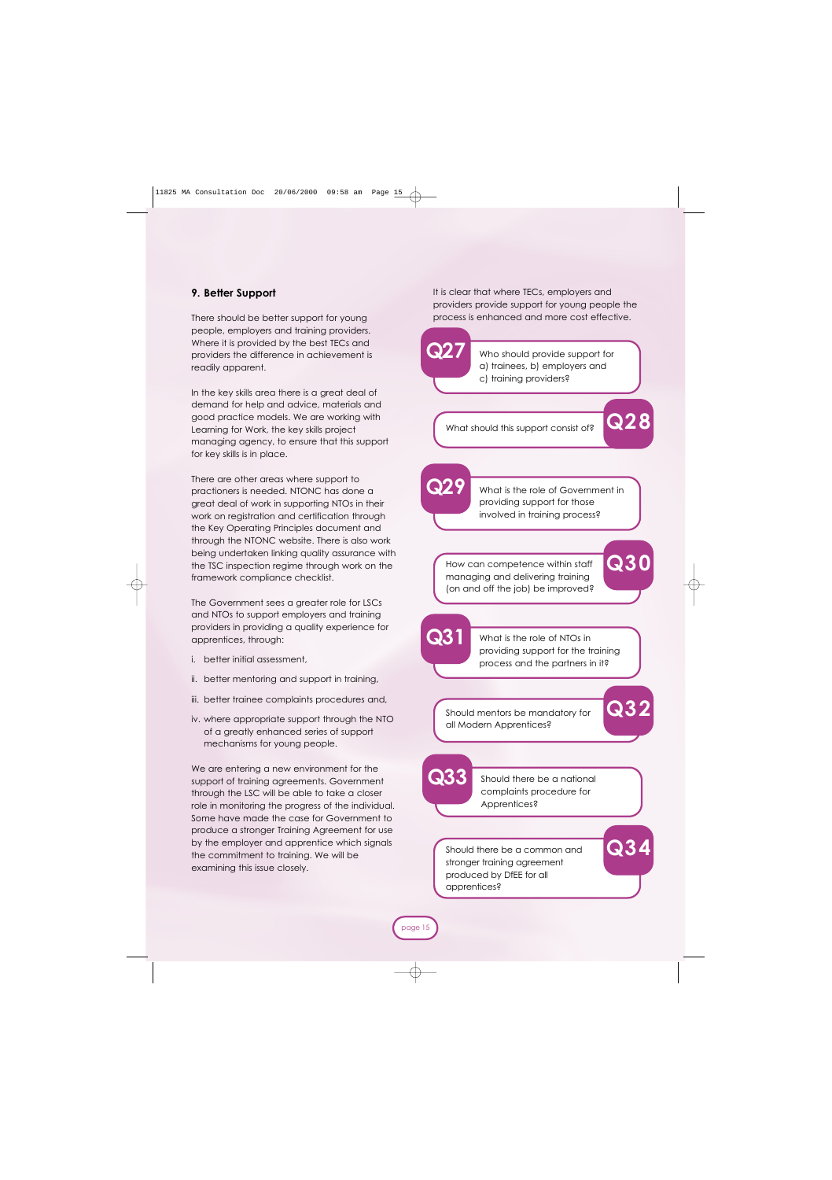## 9. Better Support

There should be better support for young people, employers and training providers. Where it is provided by the best TECs and providers the difference in achievement is readily apparent.

In the key skills area there is a great deal of demand for help and advice, materials and good practice models. We are working with Learning for Work, the key skills project managing agency, to ensure that this support for key skills is in place.

There are other areas where support to practioners is needed. NTONC has done a great deal of work in supporting NTOs in their work on registration and certification through the Key Operating Principles document and through the NTONC website. There is also work being undertaken linking quality assurance with the TSC inspection regime through work on the framework compliance checklist.

The Government sees a greater role for LSCs and NTOs to support employers and training providers in providing a quality experience for apprentices, through:

i. better initial assessment,

ii. better mentoring and support in training,

iii. better trainee complaints procedures and,

iv. where appropriate support through the NTO of a greatly enhanced series of support mechanisms for young people.

We are entering a new environment for the support of training agreements. Government through the LSC will be able to take a closer role in monitoring the progress of the individual. Some have made the case for Government to produce a stronger Training Agreement for use by the employer and apprentice which signals the commitment to training. We will be examining this issue closely.

It is clear that where TECs, employers and providers provide support for young people the process is enhanced and more cost effective.

**Q27** Who should provide support for a) trainees, b) employers and c) training providers?

**Q28** What should this support consist of?

**Q29** What is the role of Government in providing support for those involved in training process?

**Q30** How can competence within staff managing and delivering training (on and off the job) be improved?

**Q31** What is the role of NTOs in providing support for the training process and the partners in it?

**Q32** Should mentors be mandatory for all Modern Apprentices?

**Q33** Should there be a national complaints procedure for Apprentices?

**Q34** Should there be a common and stronger training agreement produced by DfEE for all apprentices?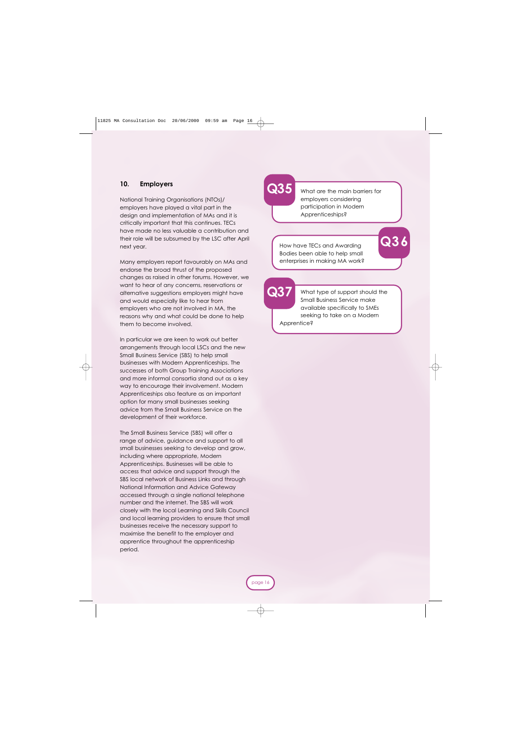## 10. Employers

National Training Organisations (NTOs)/ employers have played a vital part in the design and implementation of MAs and it is critically important that this continues. TECs have made no less valuable a contribution and their role will be subsumed by the LSC after April next year.

Many employers report favourably on MAs and endorse the broad thrust of the proposed changes as raised in other forums. However, we want to hear of any concerns, reservations or alternative suggestions employers might have and would especially like to hear from employers who are not involved in MA, the reasons why and what could be done to help them to become involved.

In particular we are keen to work out better arrangements through local LSCs and the new Small Business Service (SBS) to help small businesses with Modern Apprenticeships. The successes of both Group Training Associations and more informal consortia stand out as a key way to encourage their involvement. Modern Apprenticeships also feature as an important option for many small businesses seeking advice from the Small Business Service on the development of their workforce.

The Small Business Service (SBS) will offer a range of advice, guidance and support to all small businesses seeking to develop and grow, including where appropriate, Modern Apprenticeships. Businesses will be able to access that advice and support through the SBS local network of Business Links and through National Information and Advice Gateway accessed through a single national telephone number and the internet. The SBS will work closely with the local Learning and Skills Council and local learning providers to ensure that small businesses receive the necessary support to maximise the benefit to the employer and apprentice throughout the apprenticeship period.

**Q35** What are the main barriers for employers considering participation in Modern Apprenticeships?

**Q36** How have TECs and Awarding Bodies been able to help small enterprises in making MA work?

**Q37** What type of support should the Small Business Service make available specifically to SMEs seeking to take on a Modern Apprentice?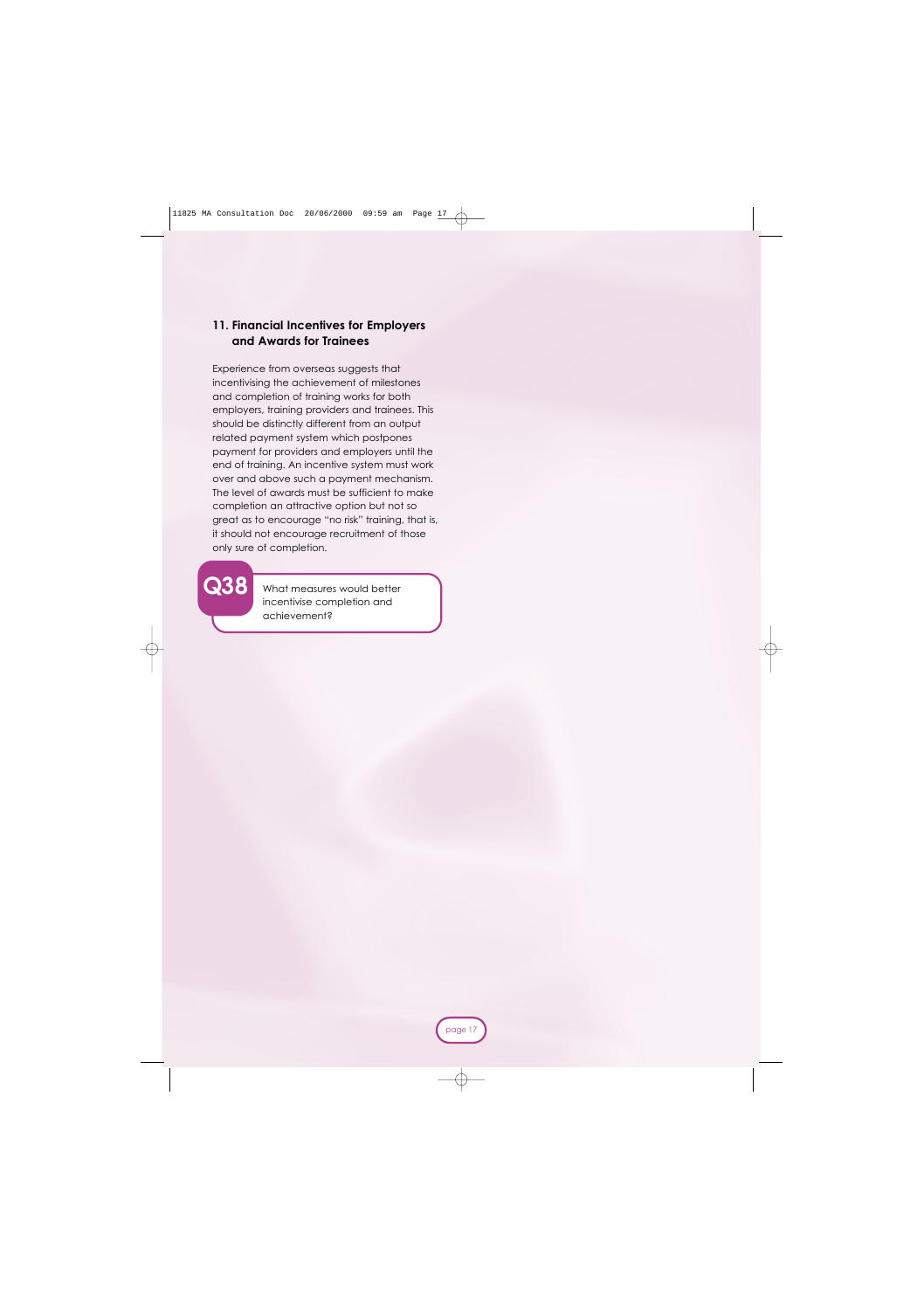## 11. Financial Incentives for Employers and Awards for Trainees

Experience from overseas suggests that incentivising the achievement of milestones and completion of training works for both employers, training providers and trainees. This should be distinctly different from an output related payment system which postpones payment for providers and employers until the end of training. An incentive system must work over and above such a payment mechanism. The level of awards must be sufficient to make completion an attractive option but not so great as to encourage "no risk" training, that is, it should not encourage recruitment of those only sure of completion.

**Q38** What measures would better incentivise completion and achievement?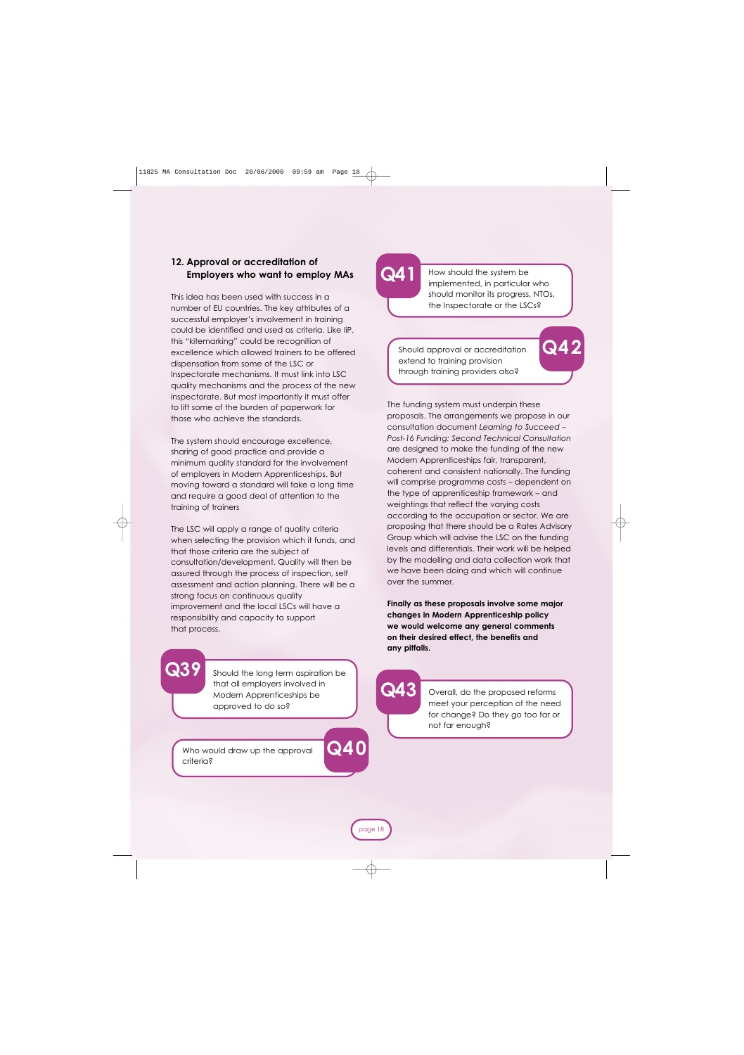## 12. Approval or accreditation of Employers who want to employ MAs

This idea has been used with success in a number of EU countries. The key attributes of a successful employer's involvement in training could be identified and used as criteria. Like IiP, this "kitemarking" could be recognition of excellence which allowed trainers to be offered dispensation from some of the LSC or Inspectorate mechanisms. It must link into LSC quality mechanisms and the process of the new inspectorate. But most importantly it must offer to lift some of the burden of paperwork for those who achieve the standards.

The system should encourage excellence, sharing of good practice and provide a minimum quality standard for the involvement of employers in Modern Apprenticeships. But moving toward a standard will take a long time and require a good deal of attention to the training of trainers

The LSC will apply a range of quality criteria when selecting the provision which it funds, and that those criteria are the subject of consultation/development. Quality will then be assured through the process of inspection, self assessment and action planning. There will be a strong focus on continuous quality improvement and the local LSCs will have a responsibility and capacity to support that process.

**Q39** Should the long term aspiration be that all employers involved in Modern Apprenticeships be approved to do so?

**Q40** Who would draw up the approval criteria?

**Q41** How should the system be implemented, in particular who should monitor its progress, NTOs, the Inspectorate or the LSCs?

**Q42** Should approval or accreditation extend to training provision through training providers also?

The funding system must underpin these proposals. The arrangements we propose in our consultation document *Learning to Succeed – Post-16 Funding: Second Technical Consultation* are designed to make the funding of the new Modern Apprenticeships fair, transparent, coherent and consistent nationally. The funding will comprise programme costs – dependent on the type of apprenticeship framework – and weightings that reflect the varying costs according to the occupation or sector. We are proposing that there should be a Rates Advisory Group which will advise the LSC on the funding levels and differentials. Their work will be helped by the modelling and data collection work that we have been doing and which will continue over the summer.

**Finally as these proposals involve some major changes in Modern Apprenticeship policy we would welcome any general comments on their desired effect, the benefits and any pitfalls.**

**Q43** Overall, do the proposed reforms meet your perception of the need for change? Do they go too far or not far enough?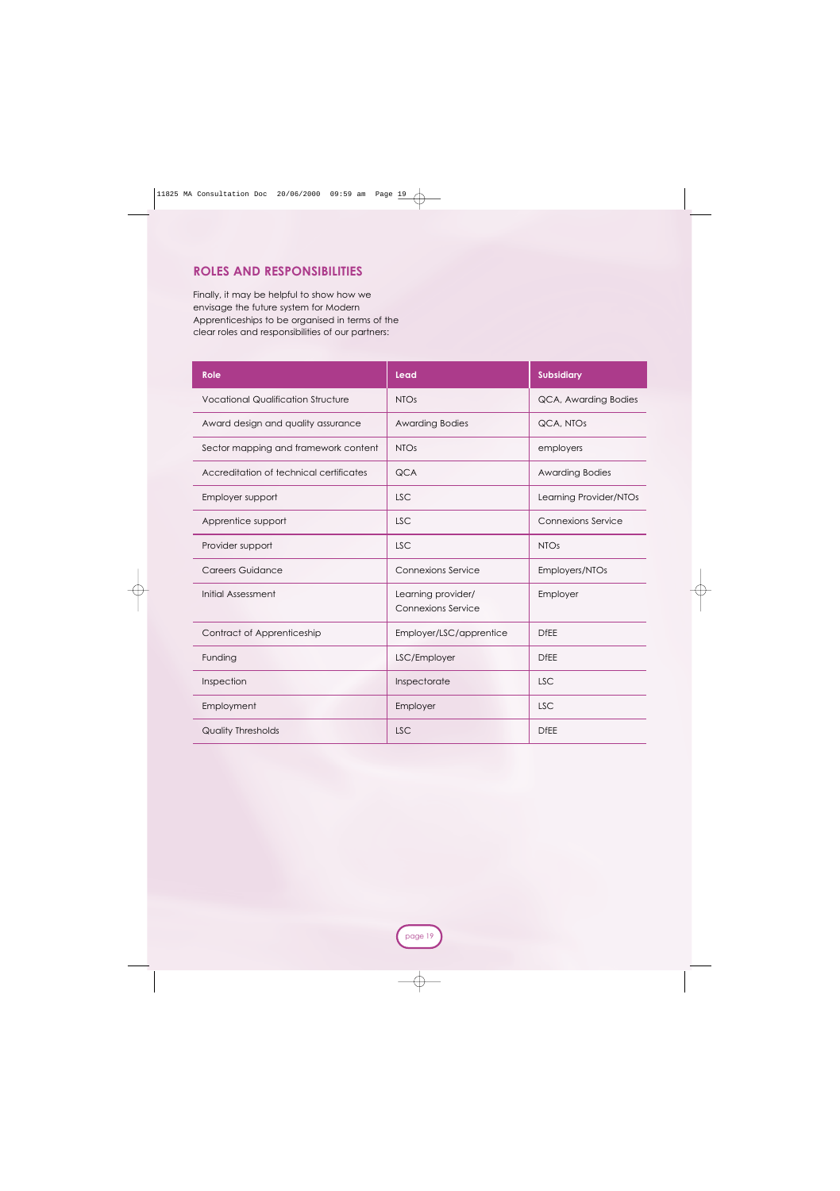## ROLES AND RESPONSIBILITIES

Finally, it may be helpful to show how we envisage the future system for Modern Apprenticeships to be organised in terms of the clear roles and responsibilities of our partners:

| Role | Lead | Subsidiary |
|---|---|---|
| Vocational Qualification Structure | NTOs | QCA, Awarding Bodies |
| Award design and quality assurance | Awarding Bodies | QCA, NTOs |
| Sector mapping and framework content | NTOs | employers |
| Accreditation of technical certificates | QCA | Awarding Bodies |
| Employer support | LSC | Learning Provider/NTOs |
| Apprentice support | LSC | Connexions Service |
| Provider support | LSC | NTOs |
| Careers Guidance | Connexions Service | Employers/NTOs |
| Initial Assessment | Learning provider/ Connexions Service | Employer |
| Contract of Apprenticeship | Employer/LSC/apprentice | DfEE |
| Funding | LSC/Employer | DfEE |
| Inspection | Inspectorate | LSC |
| Employment | Employer | LSC |
| Quality Thresholds | LSC | DfEE |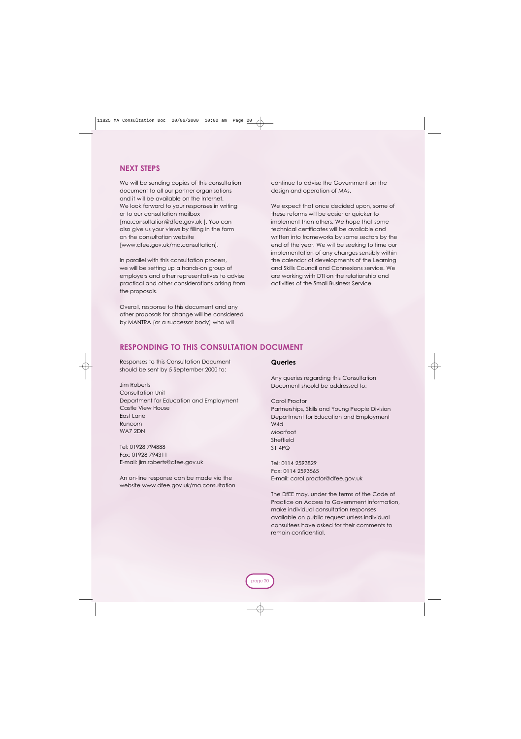## NEXT STEPS

We will be sending copies of this consultation document to all our partner organisations and it will be available on the Internet. We look forward to your responses in writing or to our consultation mailbox [ma.consultation@dfee.gov.uk ]. You can also give us your views by filling in the form on the consultation website [www.dfee.gov.uk/ma.consultation].

In parallel with this consultation process, we will be setting up a hands-on group of employers and other representatives to advise practical and other considerations arising from the proposals.

Overall, response to this document and any other proposals for change will be considered by MANTRA (or a successor body) who will continue to advise the Government on the design and operation of MAs.

We expect that once decided upon, some of these reforms will be easier or quicker to implement than others. We hope that some technical certificates will be available and written into frameworks by some sectors by the end of the year. We will be seeking to time our implementation of any changes sensibly within the calendar of developments of the Learning and Skills Council and Connexions service. We are working with DTI on the relationship and activities of the Small Business Service.

## RESPONDING TO THIS CONSULTATION DOCUMENT

Responses to this Consultation Document should be sent by 5 September 2000 to:

Jim Roberts
Consultation Unit
Department for Education and Employment
Castle View House
East Lane
Runcorn
WA7 2DN

Tel: 01928 794888
Fax: 01928 794311
E-mail: jim.roberts@dfee.gov.uk

An on-line response can be made via the website www.dfee.gov.uk/ma.consultation

### Queries

Any queries regarding this Consultation Document should be addressed to:

Carol Proctor
Partnerships, Skills and Young People Division
Department for Education and Employment
W4d
Moorfoot
Sheffield
S1 4PQ

Tel: 0114 2593829
Fax: 0114 2593565
E-mail: carol.proctor@dfee.gov.uk

The DfEE may, under the terms of the Code of Practice on Access to Government information, make individual consultation responses available on public request unless individual consultees have asked for their comments to remain confidential.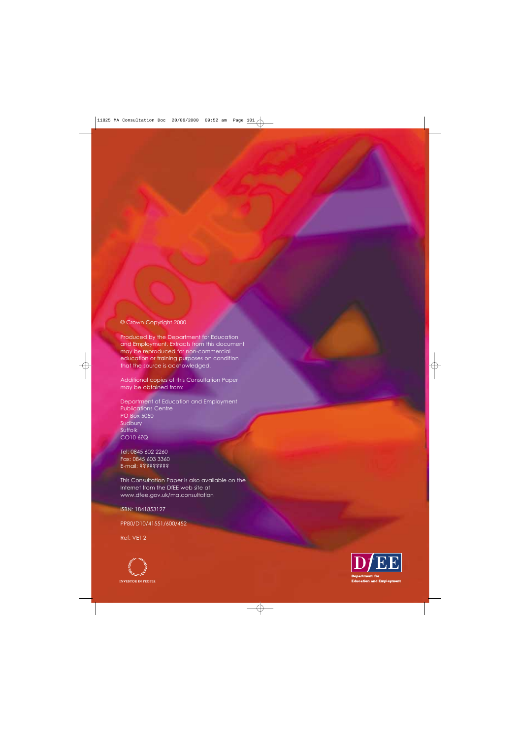© Crown Copyright 2000

Produced by the Department for Education and Employment. Extracts from this document may be reproduced for non-commercial education or training purposes on condition that the source is acknowledged.

Additional copies of this Consultation Paper may be obtained from:

Department of Education and Employment
Publications Centre
PO Box 5050
Sudbury
Suffolk
CO10 6ZQ

Tel: 0845 602 2260
Fax: 0845 603 3360
E-mail: ?????????

This Consultation Paper is also available on the Internet from the DfEE web site at www.dfee.gov.uk/ma.consultation

ISBN: 1841853127

PP80/D10/41551/600/452

Ref: VET 2

INVESTOR IN PEOPLE

DfEE
Department for Education and Employment